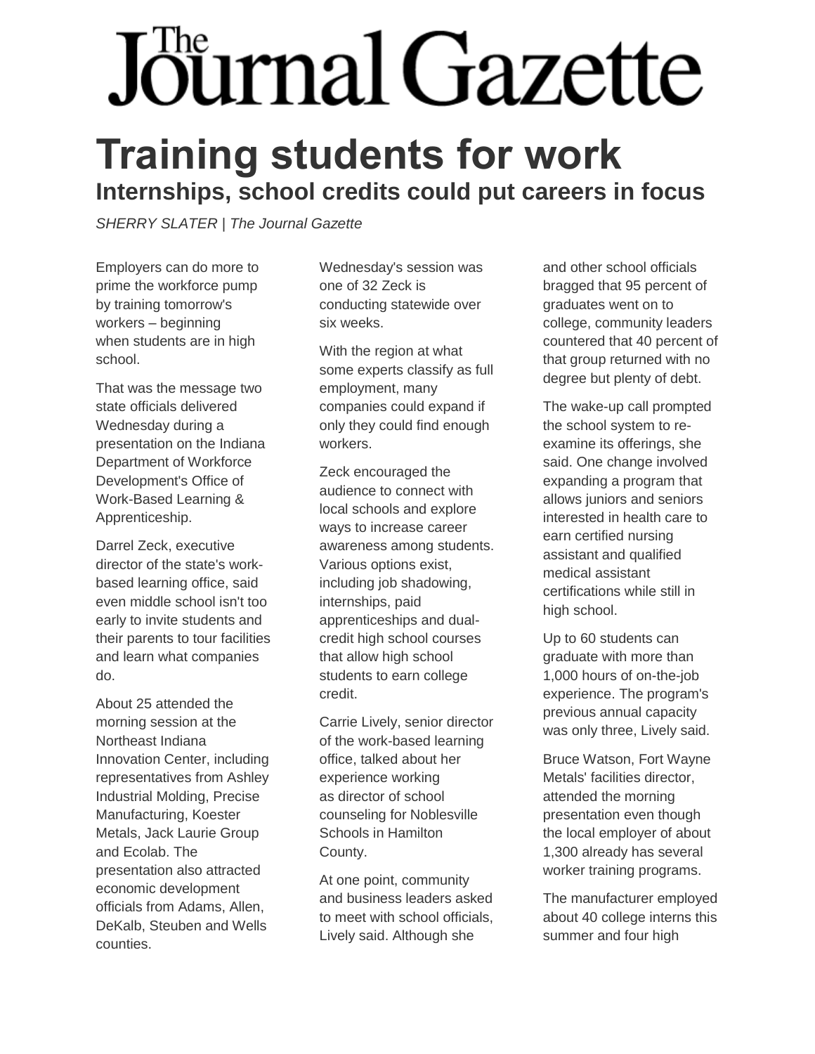# The Journal Gazette

## Training students for work

### Internships, school credits could put careers in focus

*SHERRY SLATER | The Journal Gazette*

Employers can do more to prime the workforce pump by training tomorrow's workers – beginning when students are in high school.

That was the message two state officials delivered Wednesday during a presentation on the Indiana Department of Workforce Development's Office of Work-Based Learning & Apprenticeship.

Darrel Zeck, executive director of the state's work-based learning office, said even middle school isn't too early to invite students and their parents to tour facilities and learn what companies do.

About 25 attended the morning session at the Northeast Indiana Innovation Center, including representatives from Ashley Industrial Molding, Precise Manufacturing, Koester Metals, Jack Laurie Group and Ecolab. The presentation also attracted economic development officials from Adams, Allen, DeKalb, Steuben and Wells counties.

Wednesday's session was one of 32 Zeck is conducting statewide over six weeks.

With the region at what some experts classify as full employment, many companies could expand if only they could find enough workers.

Zeck encouraged the audience to connect with local schools and explore ways to increase career awareness among students. Various options exist, including job shadowing, internships, paid apprenticeships and dual-credit high school courses that allow high school students to earn college credit.

Carrie Lively, senior director of the work-based learning office, talked about her experience working as director of school counseling for Noblesville Schools in Hamilton County.

At one point, community and business leaders asked to meet with school officials, Lively said. Although she and other school officials bragged that 95 percent of graduates went on to college, community leaders countered that 40 percent of that group returned with no degree but plenty of debt.

The wake-up call prompted the school system to re-examine its offerings, she said. One change involved expanding a program that allows juniors and seniors interested in health care to earn certified nursing assistant and qualified medical assistant certifications while still in high school.

Up to 60 students can graduate with more than 1,000 hours of on-the-job experience. The program's previous annual capacity was only three, Lively said.

Bruce Watson, Fort Wayne Metals' facilities director, attended the morning presentation even though the local employer of about 1,300 already has several worker training programs.

The manufacturer employed about 40 college interns this summer and four high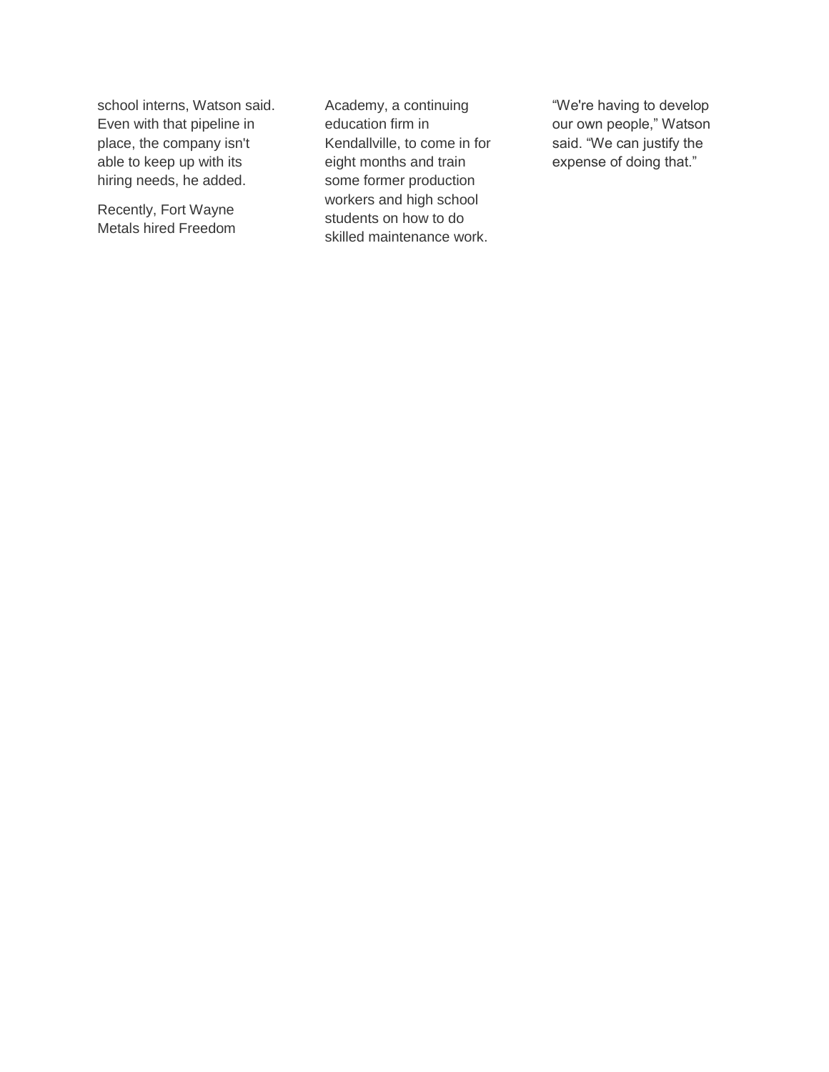school interns, Watson said. Even with that pipeline in place, the company isn't able to keep up with its hiring needs, he added.

Recently, Fort Wayne Metals hired Freedom Academy, a continuing education firm in Kendallville, to come in for eight months and train some former production workers and high school students on how to do skilled maintenance work.

“We're having to develop our own people,” Watson said. “We can justify the expense of doing that.”